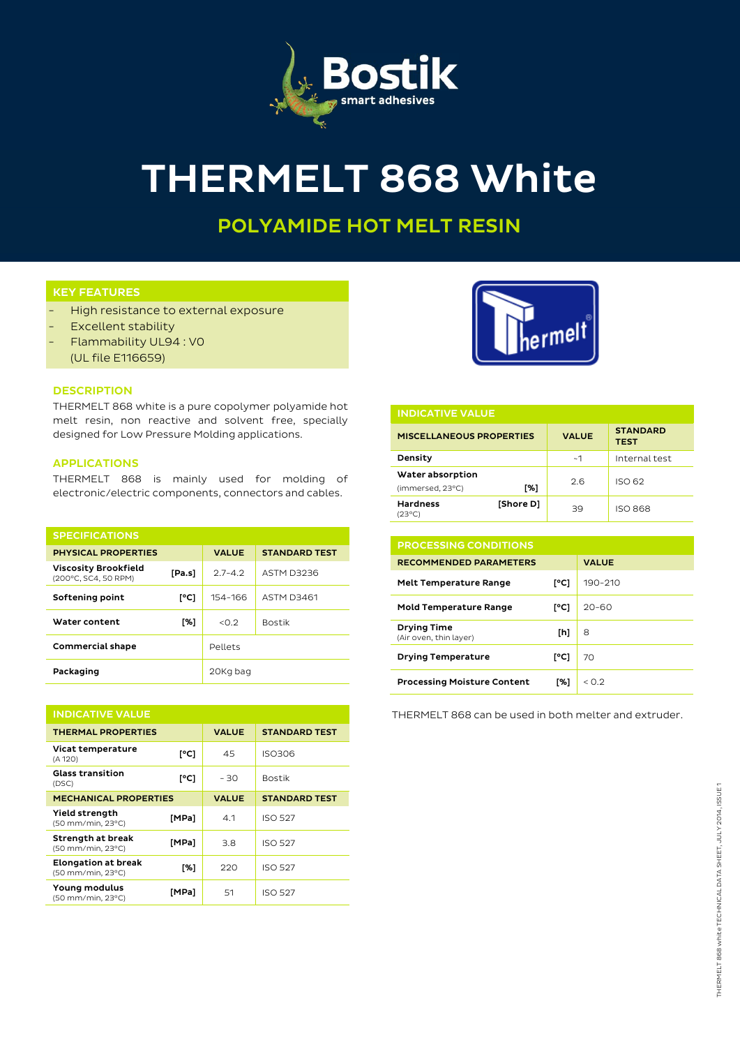Bostik
smart adhesives

# THERMELT 868 White

## POLYAMIDE HOT MELT RESIN

### KEY FEATURES

- High resistance to external exposure
- Excellent stability
- Flammability UL94 : V0
  (UL file E116659)

### DESCRIPTION

THERMELT 868 white is a pure copolymer polyamide hot melt resin, non reactive and solvent free, specially designed for Low Pressure Molding applications.

### APPLICATIONS

THERMELT 868 is mainly used for molding of electronic/electric components, connectors and cables.

### SPECIFICATIONS

| PHYSICAL PROPERTIES | | VALUE | STANDARD TEST |
|---|---|---|---|
| Viscosity Brookfield (200°C, SC4, 50 RPM) | [Pa.s] | 2.7-4.2 | ASTM D3236 |
| Softening point | [°C] | 154-166 | ASTM D3461 |
| Water content | [%] | <0.2 | Bostik |
| Commercial shape | | Pellets | |
| Packaging | | 20Kg bag | |

### INDICATIVE VALUE

| THERMAL PROPERTIES | | VALUE | STANDARD TEST |
|---|---|---|---|
| Vicat temperature (A 120) | [°C] | 45 | ISO306 |
| Glass transition (DSC) | [°C] | - 30 | Bostik |
| **MECHANICAL PROPERTIES** | | **VALUE** | **STANDARD TEST** |
| Yield strength (50 mm/min, 23°C) | [MPa] | 4.1 | ISO 527 |
| Strength at break (50 mm/min, 23°C) | [MPa] | 3.8 | ISO 527 |
| Elongation at break (50 mm/min, 23°C) | [%] | 220 | ISO 527 |
| Young modulus (50 mm/min, 23°C) | [MPa] | 51 | ISO 527 |

Thermelt®

### INDICATIVE VALUE

| MISCELLANEOUS PROPERTIES | | VALUE | STANDARD TEST |
|---|---|---|---|
| Density | | ~1 | Internal test |
| Water absorption (immersed, 23°C) | [%] | 2.6 | ISO 62 |
| Hardness (23°C) | [Shore D] | 39 | ISO 868 |

### PROCESSING CONDITIONS

| RECOMMENDED PARAMETERS | | VALUE |
|---|---|---|
| Melt Temperature Range | [°C] | 190-210 |
| Mold Temperature Range | [°C] | 20-60 |
| Drying Time (Air oven, thin layer) | [h] | 8 |
| Drying Temperature | [°C] | 70 |
| Processing Moisture Content | [%] | < 0.2 |

THERMELT 868 can be used in both melter and extruder.

THERMELT 868 white TECHNICAL DATA SHEET, JULY 2014, ISSUE 1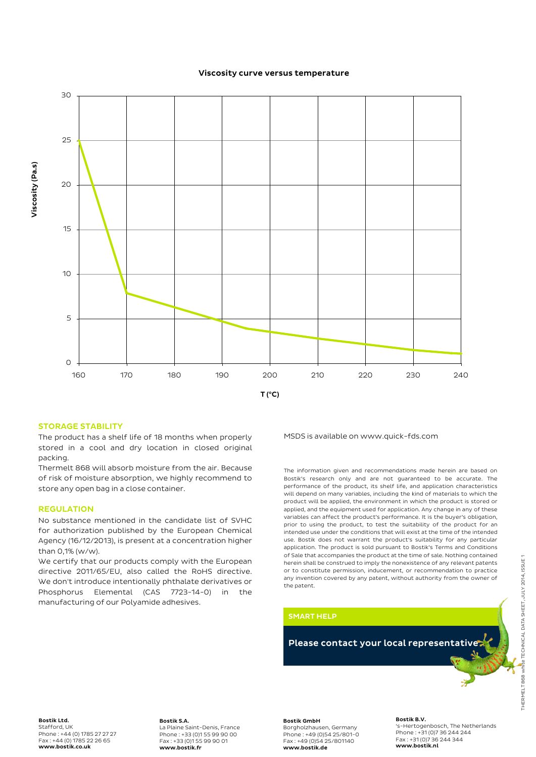**Viscosity curve versus temperature**

Viscosity (Pa.s)

30
25
20
15
10
5
0

160 170 180 190 200 210 220 230 240

T (°C)

## STORAGE STABILITY

The product has a shelf life of 18 months when properly stored in a cool and dry location in closed original packing.

Thermelt 868 will absorb moisture from the air. Because of risk of moisture absorption, we highly recommend to store any open bag in a close container.

## REGULATION

No substance mentioned in the candidate list of SVHC for authorization published by the European Chemical Agency (16/12/2013), is present at a concentration higher than 0,1% (w/w).

We certify that our products comply with the European directive 2011/65/EU, also called the RoHS directive.

We don't introduce intentionally phthalate derivatives or Phosphorus Elemental (CAS 7723-14-0) in the manufacturing of our Polyamide adhesives.

MSDS is available on www.quick-fds.com

The information given and recommendations made herein are based on Bostik's research only and are not guaranteed to be accurate. The performance of the product, its shelf life, and application characteristics will depend on many variables, including the kind of materials to which the product will be applied, the environment in which the product is stored or applied, and the equipment used for application. Any change in any of these variables can affect the product's performance. It is the buyer's obligation, prior to using the product, to test the suitability of the product for an intended use under the conditions that will exist at the time of the intended use. Bostik does not warrant the product's suitability for any particular application. The product is sold pursuant to Bostik's Terms and Conditions of Sale that accompanies the product at the time of sale. Nothing contained herein shall be construed to imply the nonexistence of any relevant patents or to constitute permission, inducement, or recommendation to practice any invention covered by any patent, without authority from the owner of the patent.

**SMART HELP**

**Please contact your local representative**

THERMELT 868 white TECHNICAL DATA SHEET, JULY 2014, ISSUE 1

**Bostik Ltd.**
Stafford, UK
Phone : +44 (0) 1785 27 27 27
Fax : +44 (0) 1785 22 26 65
**www.bostik.co.uk**

**Bostik S.A.**
La Plaine Saint-Denis, France
Phone : +33 (0)1 55 99 90 00
Fax : +33 (0)1 55 99 90 01
**www.bostik.fr**

**Bostik GmbH**
Borgholzhausen, Germany
Phone : +49 (0)54 25/801-0
Fax : +49 (0)54 25/801140
**www.bostik.de**

**Bostik B.V.**
's-Hertogenbosch, The Netherlands
Phone : +31 (0)7 36 244 244
Fax : +31 (0)7 36 244 344
**www.bostik.nl**